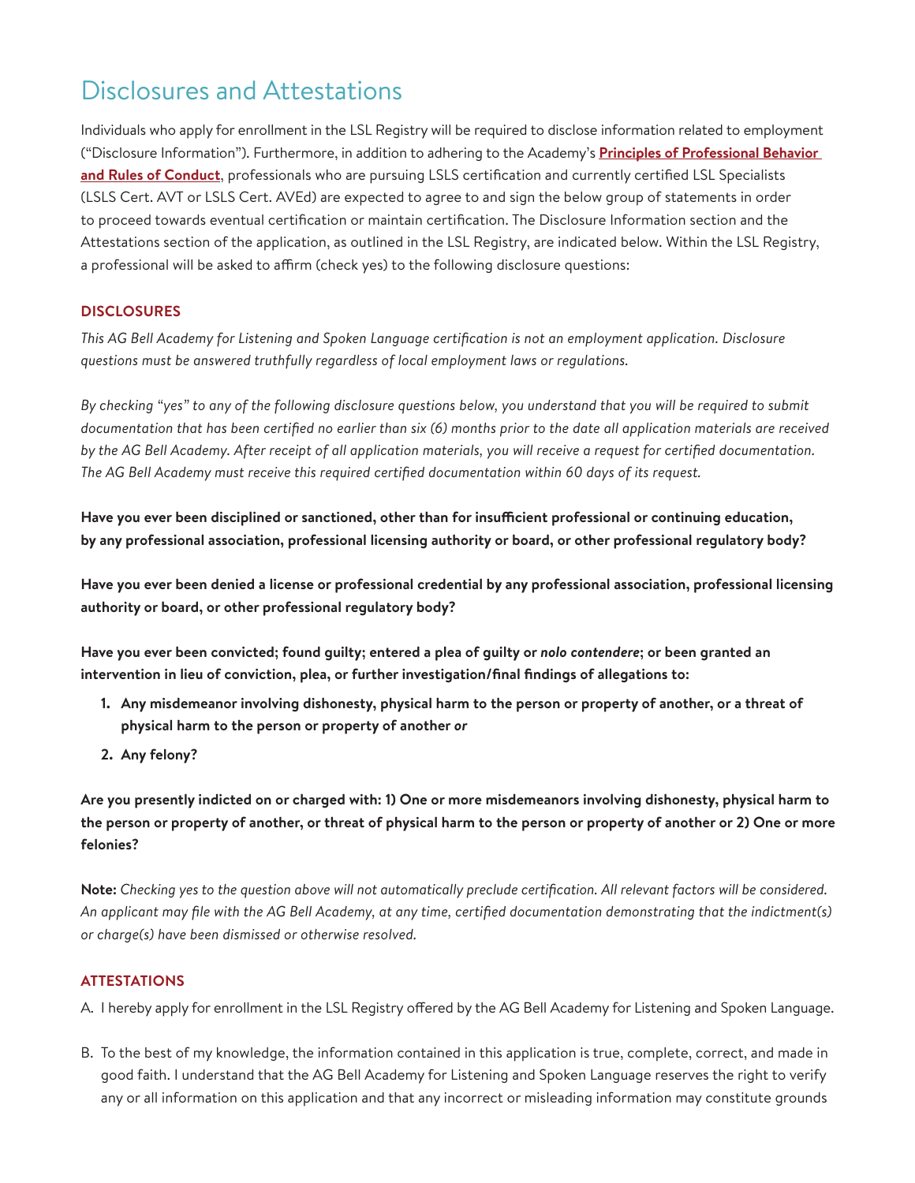# Disclosures and Attestations

Individuals who apply for enrollment in the LSL Registry will be required to disclose information related to employment ("Disclosure Information"). Furthermore, in addition to adhering to the Academy's **Principles of Professional Behavior and Rules of Conduct**, professionals who are pursuing LSLS certification and currently certified LSL Specialists (LSLS Cert. AVT or LSLS Cert. AVEd) are expected to agree to and sign the below group of statements in order to proceed towards eventual certification or maintain certification. The Disclosure Information section and the Attestations section of the application, as outlined in the LSL Registry, are indicated below. Within the LSL Registry, a professional will be asked to affirm (check yes) to the following disclosure questions:

## DISCLOSURES

*This AG Bell Academy for Listening and Spoken Language certification is not an employment application. Disclosure questions must be answered truthfully regardless of local employment laws or regulations.*

*By checking "yes" to any of the following disclosure questions below, you understand that you will be required to submit documentation that has been certified no earlier than six (6) months prior to the date all application materials are received by the AG Bell Academy. After receipt of all application materials, you will receive a request for certified documentation. The AG Bell Academy must receive this required certified documentation within 60 days of its request.*

**Have you ever been disciplined or sanctioned, other than for insufficient professional or continuing education, by any professional association, professional licensing authority or board, or other professional regulatory body?**

**Have you ever been denied a license or professional credential by any professional association, professional licensing authority or board, or other professional regulatory body?**

**Have you ever been convicted; found guilty; entered a plea of guilty or *nolo contendere*; or been granted an intervention in lieu of conviction, plea, or further investigation/final findings of allegations to:**

1. **Any misdemeanor involving dishonesty, physical harm to the person or property of another, or a threat of physical harm to the person or property of another *or***
2. **Any felony?**

**Are you presently indicted on or charged with: 1) One or more misdemeanors involving dishonesty, physical harm to the person or property of another, or threat of physical harm to the person or property of another or 2) One or more felonies?**

**Note:** *Checking yes to the question above will not automatically preclude certification. All relevant factors will be considered. An applicant may file with the AG Bell Academy, at any time, certified documentation demonstrating that the indictment(s) or charge(s) have been dismissed or otherwise resolved.*

## ATTESTATIONS

A. I hereby apply for enrollment in the LSL Registry offered by the AG Bell Academy for Listening and Spoken Language.

B. To the best of my knowledge, the information contained in this application is true, complete, correct, and made in good faith. I understand that the AG Bell Academy for Listening and Spoken Language reserves the right to verify any or all information on this application and that any incorrect or misleading information may constitute grounds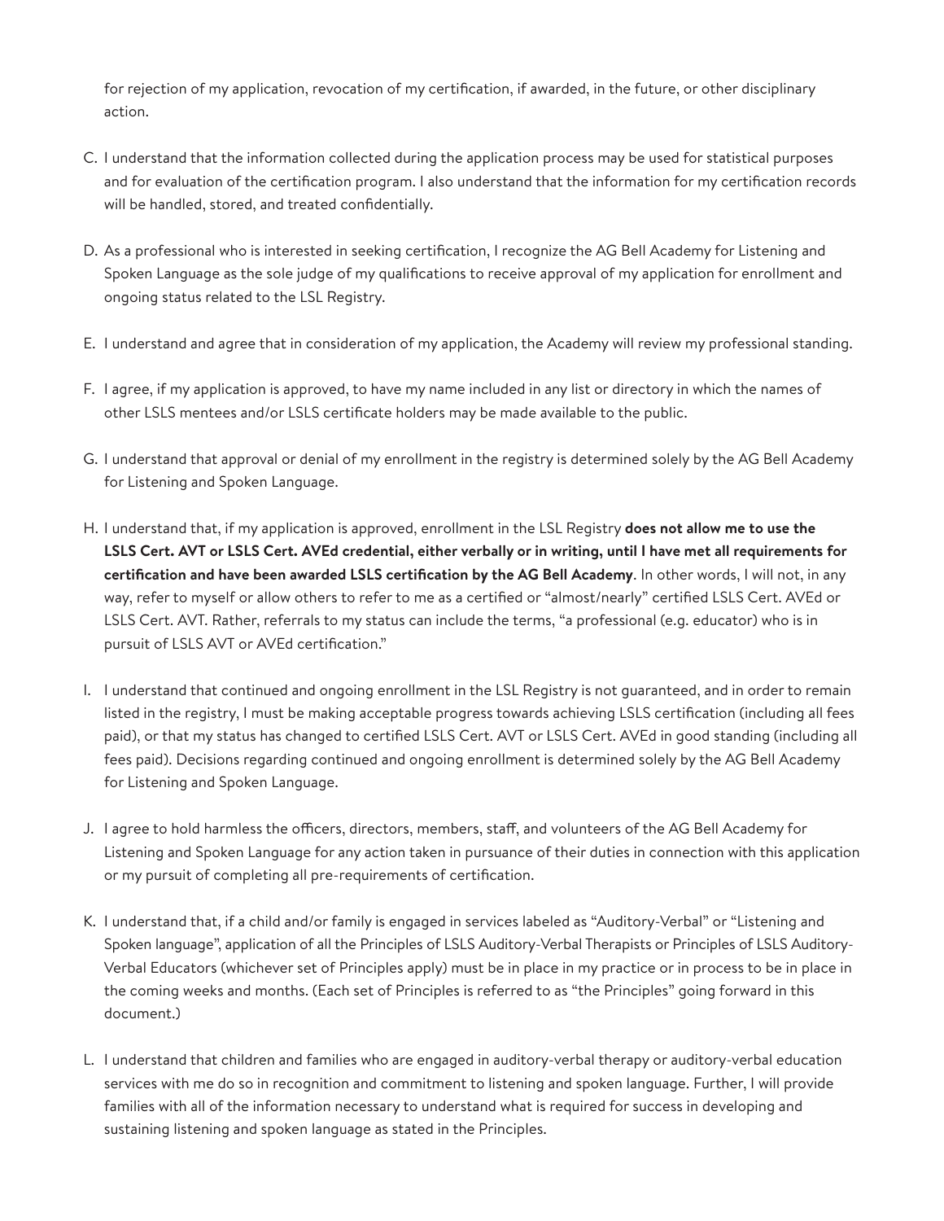for rejection of my application, revocation of my certification, if awarded, in the future, or other disciplinary action.

C. I understand that the information collected during the application process may be used for statistical purposes and for evaluation of the certification program. I also understand that the information for my certification records will be handled, stored, and treated confidentially.

D. As a professional who is interested in seeking certification, I recognize the AG Bell Academy for Listening and Spoken Language as the sole judge of my qualifications to receive approval of my application for enrollment and ongoing status related to the LSL Registry.

E. I understand and agree that in consideration of my application, the Academy will review my professional standing.

F. I agree, if my application is approved, to have my name included in any list or directory in which the names of other LSLS mentees and/or LSLS certificate holders may be made available to the public.

G. I understand that approval or denial of my enrollment in the registry is determined solely by the AG Bell Academy for Listening and Spoken Language.

H. I understand that, if my application is approved, enrollment in the LSL Registry **does not allow me to use the LSLS Cert. AVT or LSLS Cert. AVEd credential, either verbally or in writing, until I have met all requirements for certification and have been awarded LSLS certification by the AG Bell Academy**. In other words, I will not, in any way, refer to myself or allow others to refer to me as a certified or "almost/nearly" certified LSLS Cert. AVEd or LSLS Cert. AVT. Rather, referrals to my status can include the terms, "a professional (e.g. educator) who is in pursuit of LSLS AVT or AVEd certification."

I. I understand that continued and ongoing enrollment in the LSL Registry is not guaranteed, and in order to remain listed in the registry, I must be making acceptable progress towards achieving LSLS certification (including all fees paid), or that my status has changed to certified LSLS Cert. AVT or LSLS Cert. AVEd in good standing (including all fees paid). Decisions regarding continued and ongoing enrollment is determined solely by the AG Bell Academy for Listening and Spoken Language.

J. I agree to hold harmless the officers, directors, members, staff, and volunteers of the AG Bell Academy for Listening and Spoken Language for any action taken in pursuance of their duties in connection with this application or my pursuit of completing all pre-requirements of certification.

K. I understand that, if a child and/or family is engaged in services labeled as "Auditory-Verbal" or "Listening and Spoken language", application of all the Principles of LSLS Auditory-Verbal Therapists or Principles of LSLS Auditory-Verbal Educators (whichever set of Principles apply) must be in place in my practice or in process to be in place in the coming weeks and months. (Each set of Principles is referred to as "the Principles" going forward in this document.)

L. I understand that children and families who are engaged in auditory-verbal therapy or auditory-verbal education services with me do so in recognition and commitment to listening and spoken language. Further, I will provide families with all of the information necessary to understand what is required for success in developing and sustaining listening and spoken language as stated in the Principles.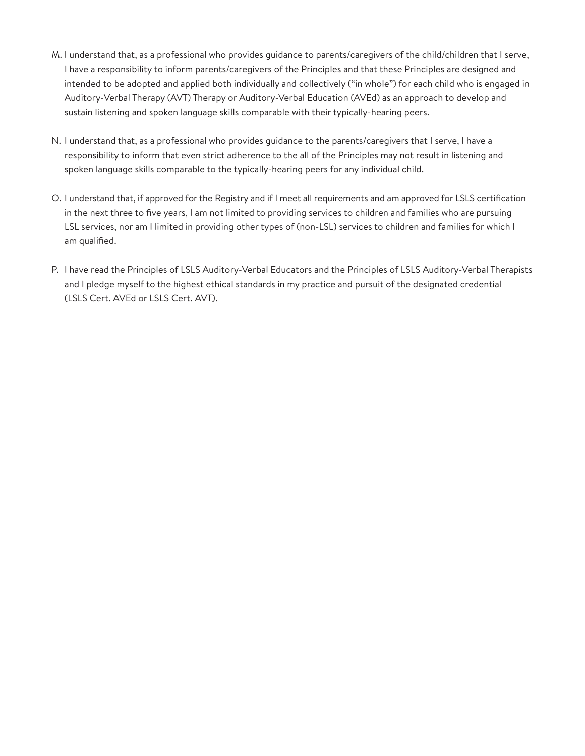M. I understand that, as a professional who provides guidance to parents/caregivers of the child/children that I serve, I have a responsibility to inform parents/caregivers of the Principles and that these Principles are designed and intended to be adopted and applied both individually and collectively ("in whole") for each child who is engaged in Auditory-Verbal Therapy (AVT) Therapy or Auditory-Verbal Education (AVEd) as an approach to develop and sustain listening and spoken language skills comparable with their typically-hearing peers.

N. I understand that, as a professional who provides guidance to the parents/caregivers that I serve, I have a responsibility to inform that even strict adherence to the all of the Principles may not result in listening and spoken language skills comparable to the typically-hearing peers for any individual child.

O. I understand that, if approved for the Registry and if I meet all requirements and am approved for LSLS certification in the next three to five years, I am not limited to providing services to children and families who are pursuing LSL services, nor am I limited in providing other types of (non-LSL) services to children and families for which I am qualified.

P. I have read the Principles of LSLS Auditory-Verbal Educators and the Principles of LSLS Auditory-Verbal Therapists and I pledge myself to the highest ethical standards in my practice and pursuit of the designated credential (LSLS Cert. AVEd or LSLS Cert. AVT).